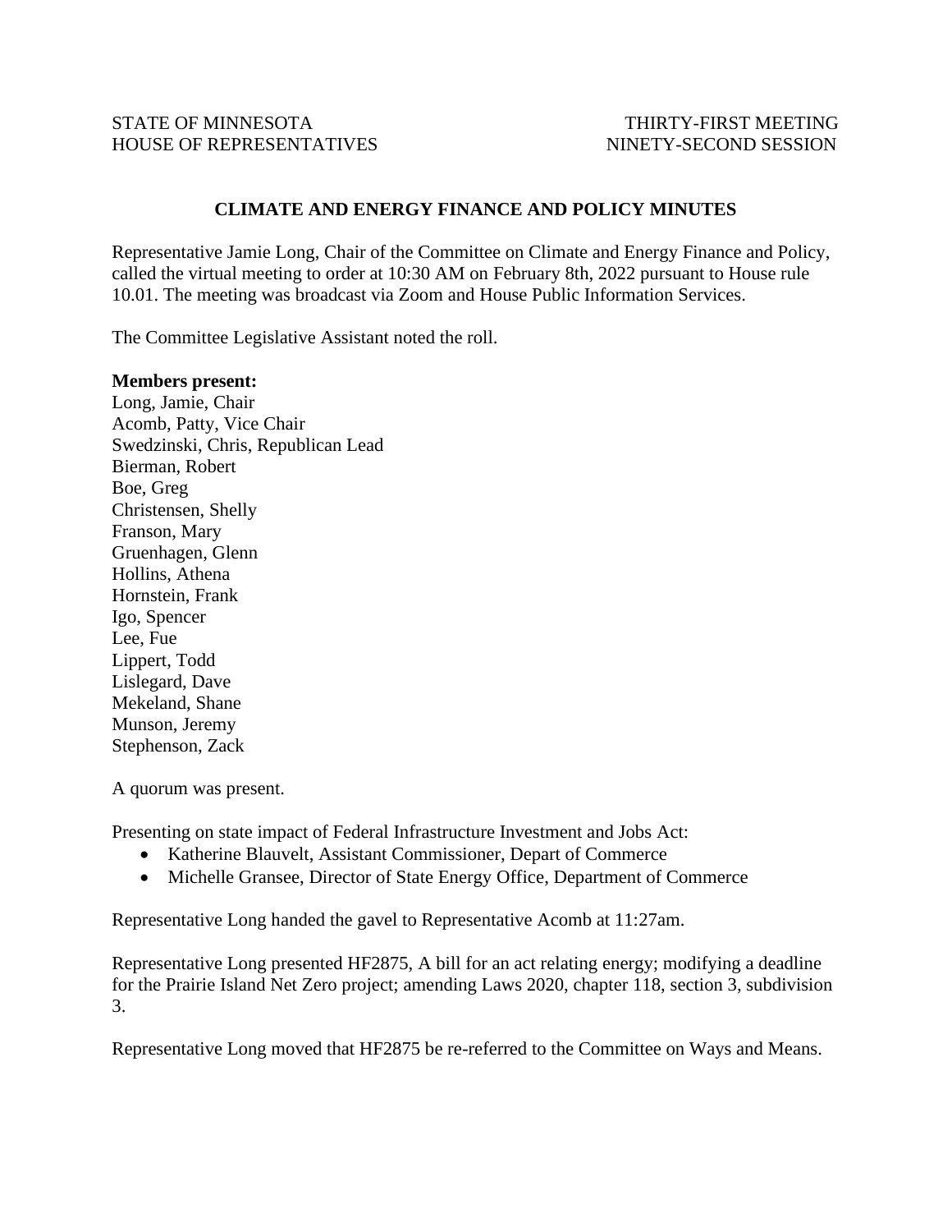STATE OF MINNESOTA THIRTY-FIRST MEETING
HOUSE OF REPRESENTATIVES NINETY-SECOND SESSION

## CLIMATE AND ENERGY FINANCE AND POLICY MINUTES

Representative Jamie Long, Chair of the Committee on Climate and Energy Finance and Policy, called the virtual meeting to order at 10:30 AM on February 8th, 2022 pursuant to House rule 10.01. The meeting was broadcast via Zoom and House Public Information Services.

The Committee Legislative Assistant noted the roll.

**Members present:**
Long, Jamie, Chair
Acomb, Patty, Vice Chair
Swedzinski, Chris, Republican Lead
Bierman, Robert
Boe, Greg
Christensen, Shelly
Franson, Mary
Gruenhagen, Glenn
Hollins, Athena
Hornstein, Frank
Igo, Spencer
Lee, Fue
Lippert, Todd
Lislegard, Dave
Mekeland, Shane
Munson, Jeremy
Stephenson, Zack

A quorum was present.

Presenting on state impact of Federal Infrastructure Investment and Jobs Act:

- Katherine Blauvelt, Assistant Commissioner, Depart of Commerce
- Michelle Gransee, Director of State Energy Office, Department of Commerce

Representative Long handed the gavel to Representative Acomb at 11:27am.

Representative Long presented HF2875, A bill for an act relating energy; modifying a deadline for the Prairie Island Net Zero project; amending Laws 2020, chapter 118, section 3, subdivision 3.

Representative Long moved that HF2875 be re-referred to the Committee on Ways and Means.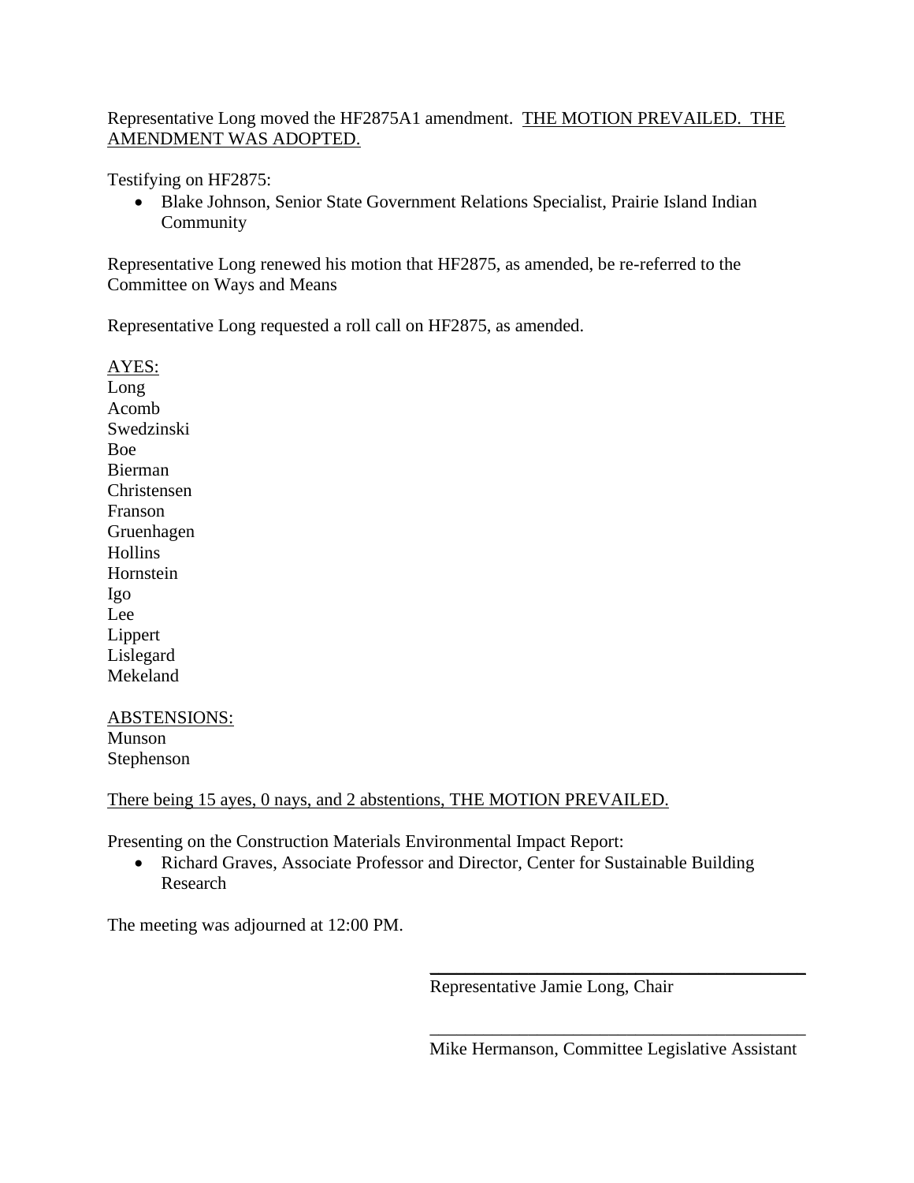Representative Long moved the HF2875A1 amendment. <u>THE MOTION PREVAILED. THE AMENDMENT WAS ADOPTED.</u>

Testifying on HF2875:

- Blake Johnson, Senior State Government Relations Specialist, Prairie Island Indian Community

Representative Long renewed his motion that HF2875, as amended, be re-referred to the Committee on Ways and Means

Representative Long requested a roll call on HF2875, as amended.

<u>AYES:</u>
Long
Acomb
Swedzinski
Boe
Bierman
Christensen
Franson
Gruenhagen
Hollins
Hornstein
Igo
Lee
Lippert
Lislegard
Mekeland

<u>ABSTENSIONS:</u>
Munson
Stephenson

<u>There being 15 ayes, 0 nays, and 2 abstentions, THE MOTION PREVAILED.</u>

Presenting on the Construction Materials Environmental Impact Report:

- Richard Graves, Associate Professor and Director, Center for Sustainable Building Research

The meeting was adjourned at 12:00 PM.

\_\_\_\_\_\_\_\_\_\_\_\_\_\_\_\_\_\_\_\_\_\_\_\_\_\_\_\_\_\_\_\_\_\_\_\_\_\_\_\_
Representative Jamie Long, Chair

\_\_\_\_\_\_\_\_\_\_\_\_\_\_\_\_\_\_\_\_\_\_\_\_\_\_\_\_\_\_\_\_\_\_\_\_\_\_\_\_
Mike Hermanson, Committee Legislative Assistant